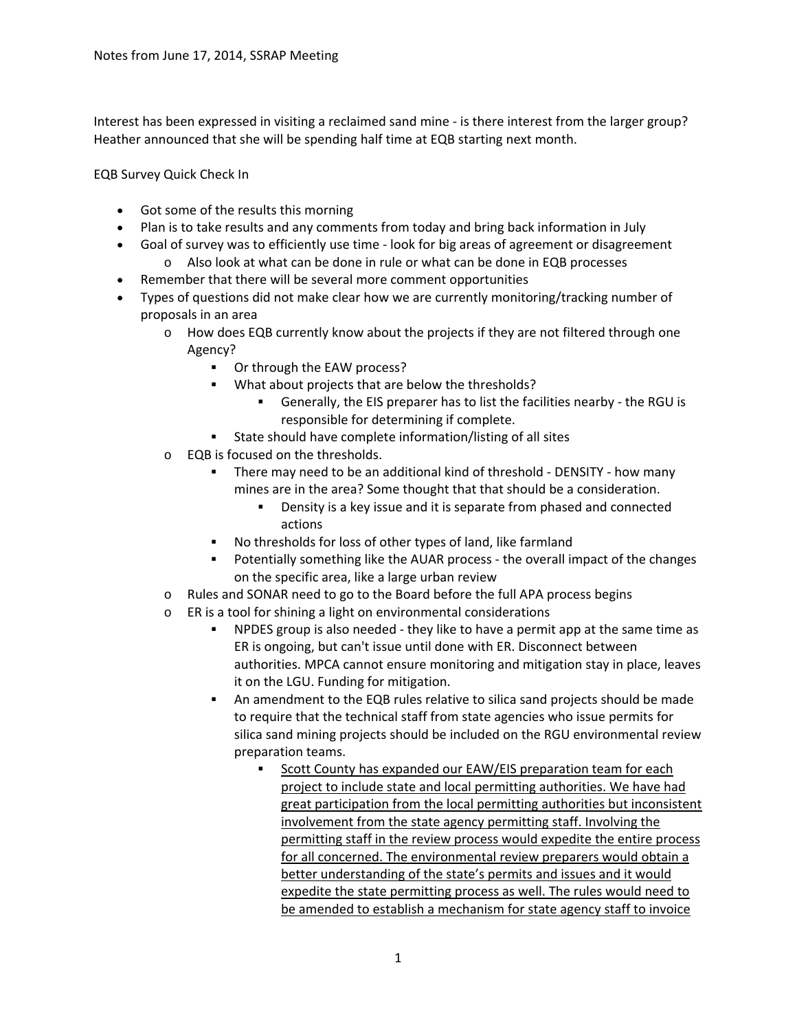Notes from June 17, 2014, SSRAP Meeting

Interest has been expressed in visiting a reclaimed sand mine - is there interest from the larger group? Heather announced that she will be spending half time at EQB starting next month.

EQB Survey Quick Check In

- Got some of the results this morning
- Plan is to take results and any comments from today and bring back information in July
- Goal of survey was to efficiently use time - look for big areas of agreement or disagreement
  - Also look at what can be done in rule or what can be done in EQB processes
- Remember that there will be several more comment opportunities
- Types of questions did not make clear how we are currently monitoring/tracking number of proposals in an area
  - How does EQB currently know about the projects if they are not filtered through one Agency?
    - Or through the EAW process?
    - What about projects that are below the thresholds?
      - Generally, the EIS preparer has to list the facilities nearby - the RGU is responsible for determining if complete.
    - State should have complete information/listing of all sites
  - EQB is focused on the thresholds.
    - There may need to be an additional kind of threshold - DENSITY - how many mines are in the area? Some thought that that should be a consideration.
      - Density is a key issue and it is separate from phased and connected actions
    - No thresholds for loss of other types of land, like farmland
    - Potentially something like the AUAR process - the overall impact of the changes on the specific area, like a large urban review
  - Rules and SONAR need to go to the Board before the full APA process begins
  - ER is a tool for shining a light on environmental considerations
    - NPDES group is also needed - they like to have a permit app at the same time as ER is ongoing, but can't issue until done with ER. Disconnect between authorities. MPCA cannot ensure monitoring and mitigation stay in place, leaves it on the LGU. Funding for mitigation.
    - An amendment to the EQB rules relative to silica sand projects should be made to require that the technical staff from state agencies who issue permits for silica sand mining projects should be included on the RGU environmental review preparation teams.
      - <u>Scott County has expanded our EAW/EIS preparation team for each project to include state and local permitting authorities. We have had great participation from the local permitting authorities but inconsistent involvement from the state agency permitting staff. Involving the permitting staff in the review process would expedite the entire process for all concerned. The environmental review preparers would obtain a better understanding of the state's permits and issues and it would expedite the state permitting process as well. The rules would need to be amended to establish a mechanism for state agency staff to invoice</u>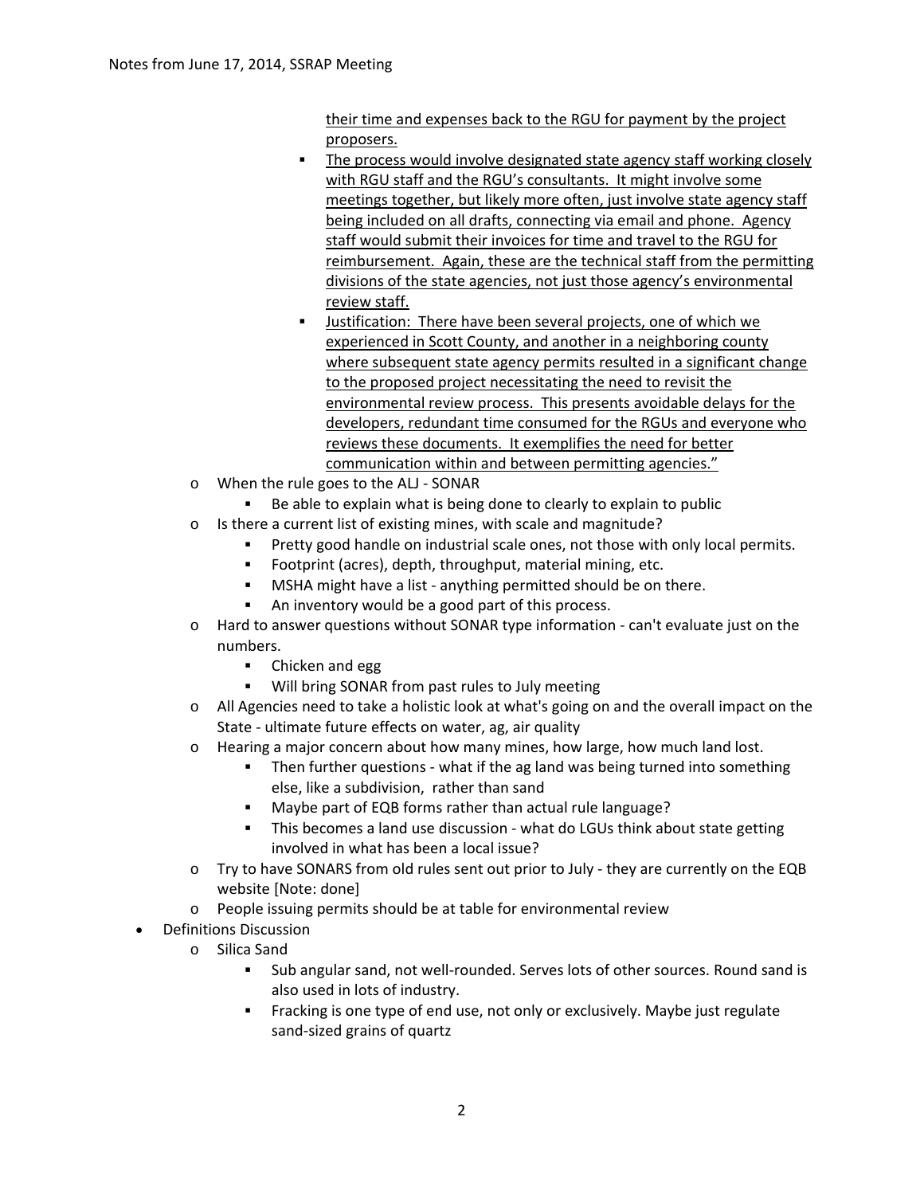their time and expenses back to the RGU for payment by the project proposers.

        - The process would involve designated state agency staff working closely with RGU staff and the RGU's consultants. It might involve some meetings together, but likely more often, just involve state agency staff being included on all drafts, connecting via email and phone. Agency staff would submit their invoices for time and travel to the RGU for reimbursement. Again, these are the technical staff from the permitting divisions of the state agencies, not just those agency's environmental review staff.
        - Justification: There have been several projects, one of which we experienced in Scott County, and another in a neighboring county where subsequent state agency permits resulted in a significant change to the proposed project necessitating the need to revisit the environmental review process. This presents avoidable delays for the developers, redundant time consumed for the RGUs and everyone who reviews these documents. It exemplifies the need for better communication within and between permitting agencies."
    - When the rule goes to the ALJ - SONAR
        - Be able to explain what is being done to clearly to explain to public
    - Is there a current list of existing mines, with scale and magnitude?
        - Pretty good handle on industrial scale ones, not those with only local permits.
        - Footprint (acres), depth, throughput, material mining, etc.
        - MSHA might have a list - anything permitted should be on there.
        - An inventory would be a good part of this process.
    - Hard to answer questions without SONAR type information - can't evaluate just on the numbers.
        - Chicken and egg
        - Will bring SONAR from past rules to July meeting
    - All Agencies need to take a holistic look at what's going on and the overall impact on the State - ultimate future effects on water, ag, air quality
    - Hearing a major concern about how many mines, how large, how much land lost.
        - Then further questions - what if the ag land was being turned into something else, like a subdivision, rather than sand
        - Maybe part of EQB forms rather than actual rule language?
        - This becomes a land use discussion - what do LGUs think about state getting involved in what has been a local issue?
    - Try to have SONARS from old rules sent out prior to July - they are currently on the EQB website [Note: done]
    - People issuing permits should be at table for environmental review
- Definitions Discussion
    - Silica Sand
        - Sub angular sand, not well-rounded. Serves lots of other sources. Round sand is also used in lots of industry.
        - Fracking is one type of end use, not only or exclusively. Maybe just regulate sand-sized grains of quartz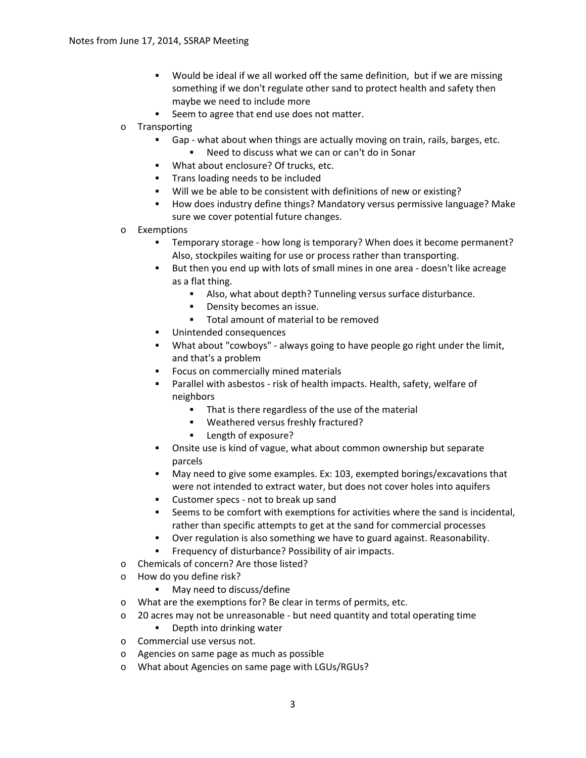- Would be ideal if we all worked off the same definition, but if we are missing something if we don't regulate other sand to protect health and safety then maybe we need to include more
    - Seem to agree that end use does not matter.
- Transporting
    - Gap - what about when things are actually moving on train, rails, barges, etc.
        - Need to discuss what we can or can't do in Sonar
    - What about enclosure? Of trucks, etc.
    - Trans loading needs to be included
    - Will we be able to be consistent with definitions of new or existing?
    - How does industry define things? Mandatory versus permissive language? Make sure we cover potential future changes.
- Exemptions
    - Temporary storage - how long is temporary? When does it become permanent? Also, stockpiles waiting for use or process rather than transporting.
    - But then you end up with lots of small mines in one area - doesn't like acreage as a flat thing.
        - Also, what about depth? Tunneling versus surface disturbance.
        - Density becomes an issue.
        - Total amount of material to be removed
    - Unintended consequences
    - What about "cowboys" - always going to have people go right under the limit, and that's a problem
    - Focus on commercially mined materials
    - Parallel with asbestos - risk of health impacts. Health, safety, welfare of neighbors
        - That is there regardless of the use of the material
        - Weathered versus freshly fractured?
        - Length of exposure?
    - Onsite use is kind of vague, what about common ownership but separate parcels
    - May need to give some examples. Ex: 103, exempted borings/excavations that were not intended to extract water, but does not cover holes into aquifers
    - Customer specs - not to break up sand
    - Seems to be comfort with exemptions for activities where the sand is incidental, rather than specific attempts to get at the sand for commercial processes
    - Over regulation is also something we have to guard against. Reasonability.
    - Frequency of disturbance? Possibility of air impacts.
- Chemicals of concern? Are those listed?
- How do you define risk?
    - May need to discuss/define
- What are the exemptions for? Be clear in terms of permits, etc.
- 20 acres may not be unreasonable - but need quantity and total operating time
    - Depth into drinking water
- Commercial use versus not.
- Agencies on same page as much as possible
- What about Agencies on same page with LGUs/RGUs?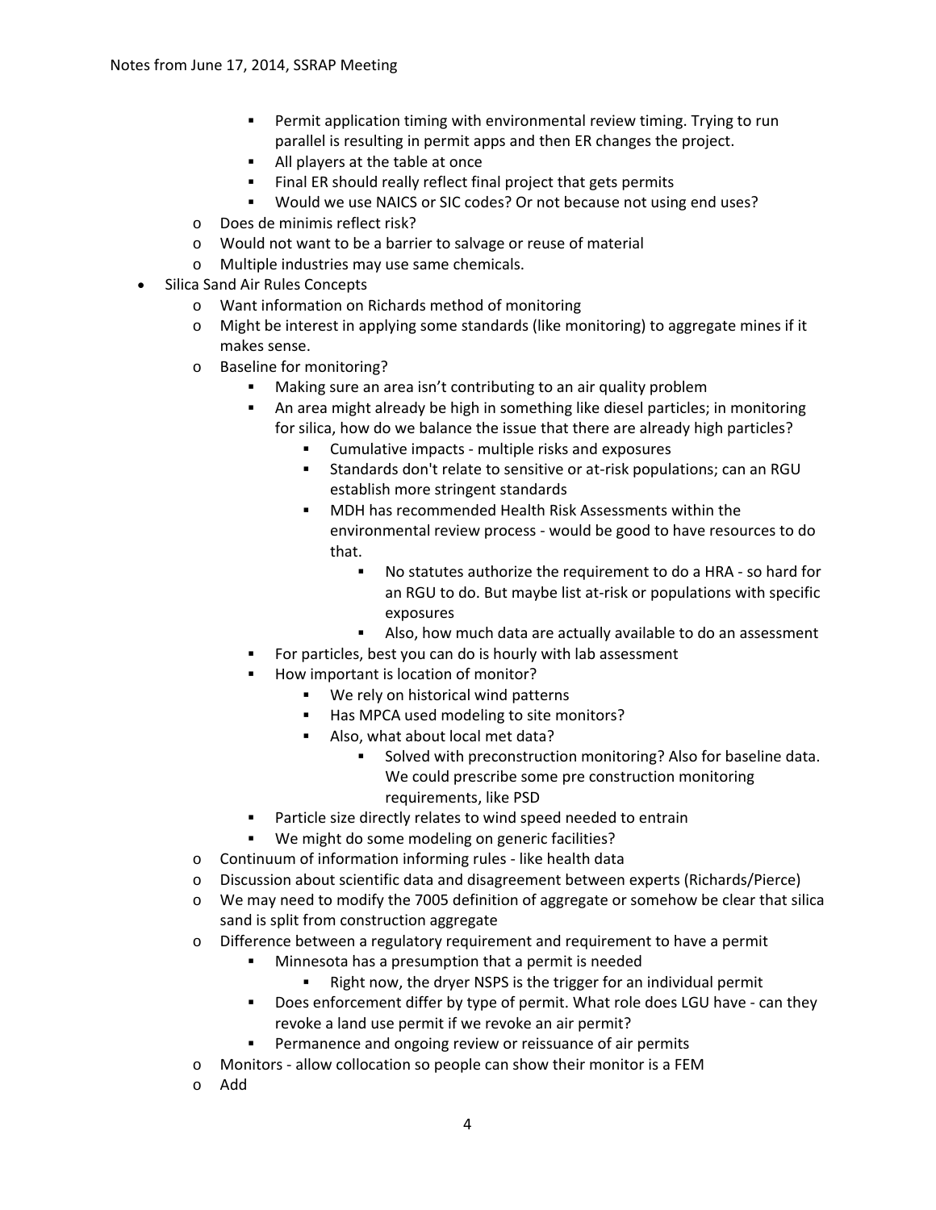- Permit application timing with environmental review timing. Trying to run parallel is resulting in permit apps and then ER changes the project.
      - All players at the table at once
      - Final ER should really reflect final project that gets permits
      - Would we use NAICS or SIC codes? Or not because not using end uses?
  - Does de minimis reflect risk?
  - Would not want to be a barrier to salvage or reuse of material
  - Multiple industries may use same chemicals.
- Silica Sand Air Rules Concepts
  - Want information on Richards method of monitoring
  - Might be interest in applying some standards (like monitoring) to aggregate mines if it makes sense.
  - Baseline for monitoring?
    - Making sure an area isn't contributing to an air quality problem
    - An area might already be high in something like diesel particles; in monitoring for silica, how do we balance the issue that there are already high particles?
      - Cumulative impacts - multiple risks and exposures
      - Standards don't relate to sensitive or at-risk populations; can an RGU establish more stringent standards
      - MDH has recommended Health Risk Assessments within the environmental review process - would be good to have resources to do that.
        - No statutes authorize the requirement to do a HRA - so hard for an RGU to do. But maybe list at-risk or populations with specific exposures
        - Also, how much data are actually available to do an assessment
    - For particles, best you can do is hourly with lab assessment
    - How important is location of monitor?
      - We rely on historical wind patterns
      - Has MPCA used modeling to site monitors?
      - Also, what about local met data?
        - Solved with preconstruction monitoring? Also for baseline data. We could prescribe some pre construction monitoring requirements, like PSD
    - Particle size directly relates to wind speed needed to entrain
    - We might do some modeling on generic facilities?
  - Continuum of information informing rules - like health data
  - Discussion about scientific data and disagreement between experts (Richards/Pierce)
  - We may need to modify the 7005 definition of aggregate or somehow be clear that silica sand is split from construction aggregate
  - Difference between a regulatory requirement and requirement to have a permit
    - Minnesota has a presumption that a permit is needed
      - Right now, the dryer NSPS is the trigger for an individual permit
    - Does enforcement differ by type of permit. What role does LGU have - can they revoke a land use permit if we revoke an air permit?
    - Permanence and ongoing review or reissuance of air permits
  - Monitors - allow collocation so people can show their monitor is a FEM
  - Add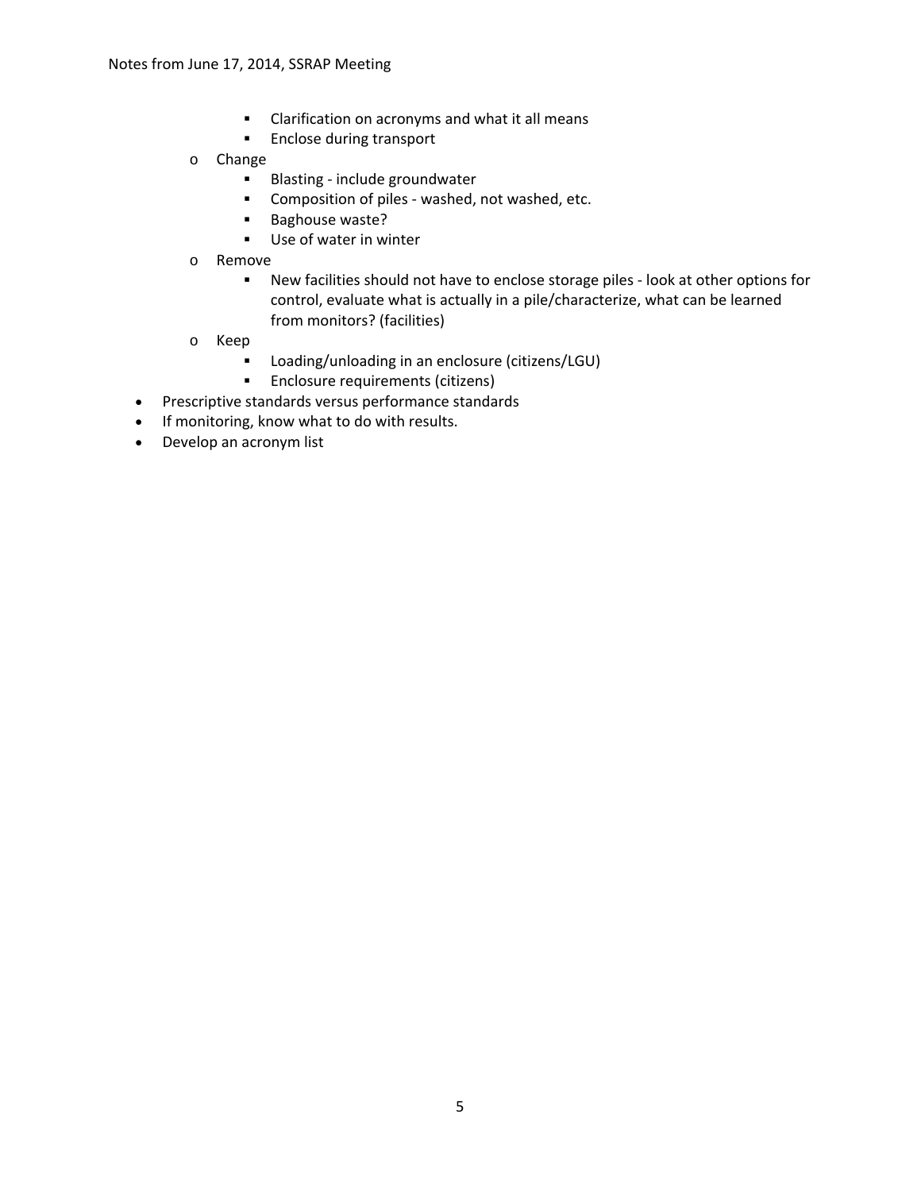- Clarification on acronyms and what it all means
        - Enclose during transport
    - Change
        - Blasting - include groundwater
        - Composition of piles - washed, not washed, etc.
        - Baghouse waste?
        - Use of water in winter
    - Remove
        - New facilities should not have to enclose storage piles - look at other options for control, evaluate what is actually in a pile/characterize, what can be learned from monitors? (facilities)
    - Keep
        - Loading/unloading in an enclosure (citizens/LGU)
        - Enclosure requirements (citizens)
- Prescriptive standards versus performance standards
- If monitoring, know what to do with results.
- Develop an acronym list